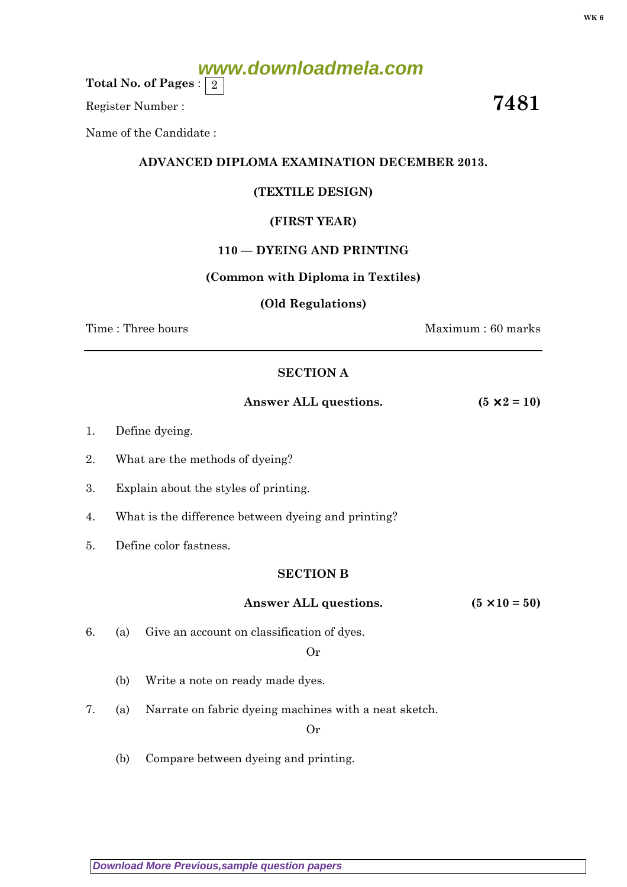**Total No. of Pages :** 2

Register Number :

# 7481

Name of the Candidate :

**ADVANCED DIPLOMA EXAMINATION DECEMBER 2013.**

**(TEXTILE DESIGN)**

**(FIRST YEAR)**

**110 — DYEING AND PRINTING**

**(Common with Diploma in Textiles)**

**(Old Regulations)**

Time : Three hours Maximum : 60 marks

---

## SECTION A

**Answer ALL questions.** **(5 × 2 = 10)**

1. Define dyeing.

2. What are the methods of dyeing?

3. Explain about the styles of printing.

4. What is the difference between dyeing and printing?

5. Define color fastness.

## SECTION B

**Answer ALL questions.** **(5 × 10 = 50)**

6. (a) Give an account on classification of dyes.

   Or

   (b) Write a note on ready made dyes.

7. (a) Narrate on fabric dyeing machines with a neat sketch.

   Or

   (b) Compare between dyeing and printing.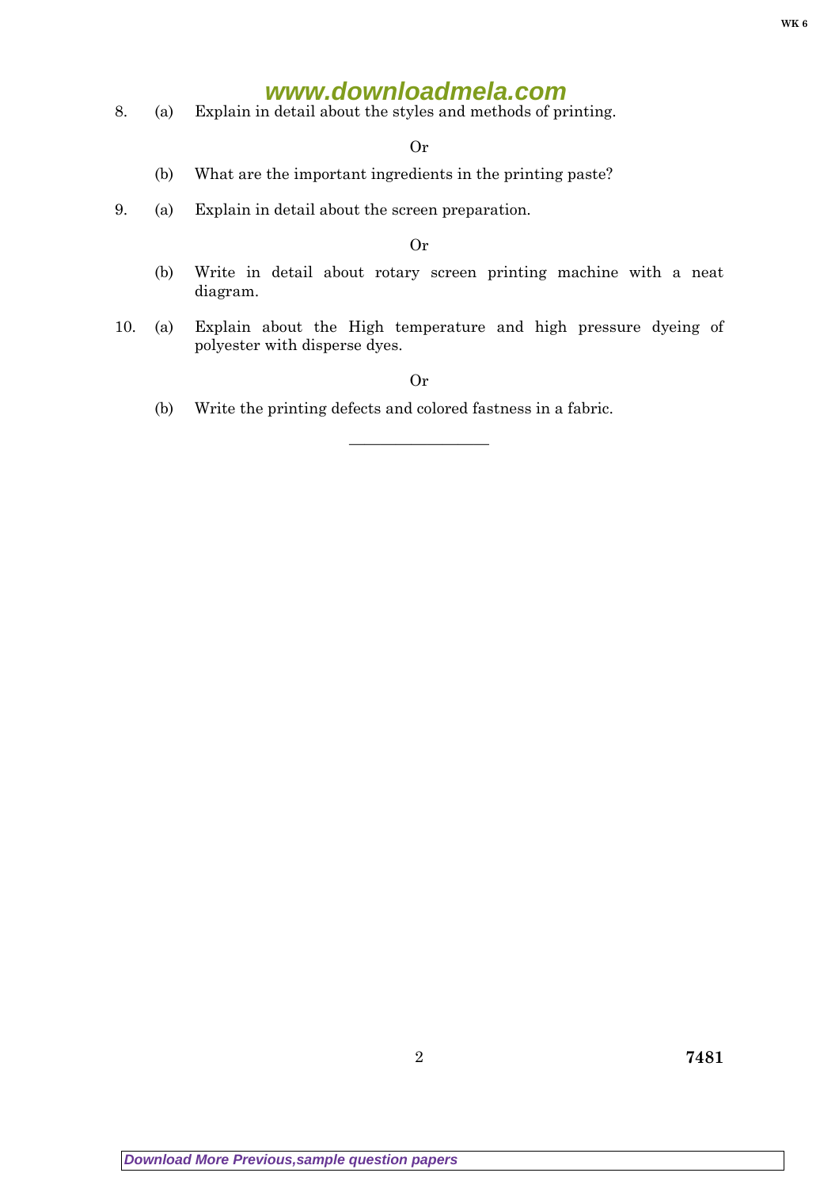8. (a) Explain in detail about the styles and methods of printing.

Or

(b) What are the important ingredients in the printing paste?

9. (a) Explain in detail about the screen preparation.

Or

(b) Write in detail about rotary screen printing machine with a neat diagram.

10. (a) Explain about the High temperature and high pressure dyeing of polyester with disperse dyes.

Or

(b) Write the printing defects and colored fastness in a fabric.

————————